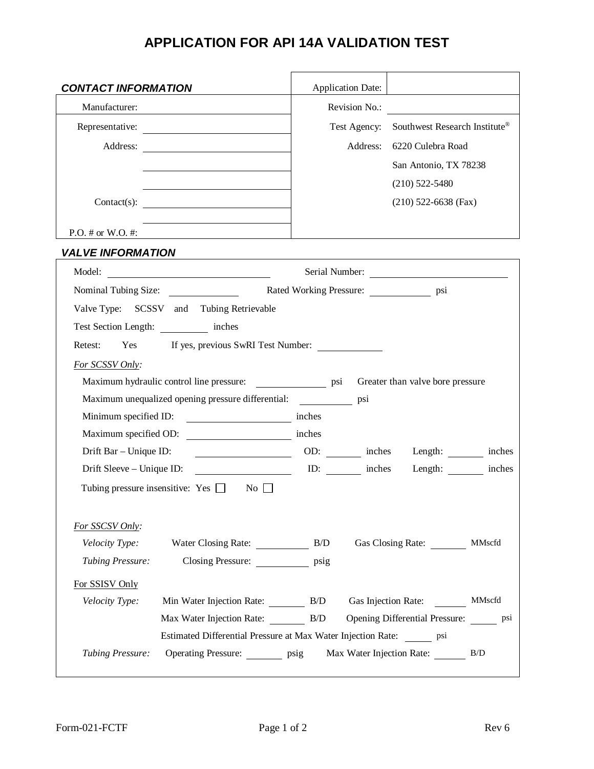# APPLICATION FOR API 14A VALIDATION TEST

### *CONTACT INFORMATION*

| | | | |
|---|---|---|---|
| Manufacturer: | | Application Date: | |
| Representative: | | Revision No.: | |
| Address: | | Test Agency: | Southwest Research Institute® |
| | | Address: | 6220 Culebra Road |
| | | | San Antonio, TX 78238 |
| | | | (210) 522-5480 |
| Contact(s): | | | (210) 522-6638 (Fax) |
| | | | |
| P.O. # or W.O. #: | | | |

### *VALVE INFORMATION*

Model: ______________________ Serial Number: ______________________

Nominal Tubing Size: __________ Rated Working Pressure: __________ psi

Valve Type: SCSSV and Tubing Retrievable

Test Section Length: ________ inches

Retest: Yes If yes, previous SwRI Test Number: __________

*For SCSSV Only:*

Maximum hydraulic control line pressure: __________ psi Greater than valve bore pressure

Maximum unequalized opening pressure differential: ________ psi

Minimum specified ID: ______________ inches

Maximum specified OD: ______________ inches

Drift Bar – Unique ID: ______________ OD: ______ inches Length: ______ inches

Drift Sleeve – Unique ID: ______________ ID: ______ inches Length: ______ inches

Tubing pressure insensitive: Yes ☐ No ☐

*For SSCSV Only:*

*Velocity Type:* Water Closing Rate: ________ B/D Gas Closing Rate: ______ MMscfd

*Tubing Pressure:* Closing Pressure: ________ psig

For SSISV Only

*Velocity Type:* Min Water Injection Rate: ______ B/D Gas Injection Rate: ______ MMscfd

Max Water Injection Rate: ______ B/D Opening Differential Pressure: ______ psi

Estimated Differential Pressure at Max Water Injection Rate: ______ psi

*Tubing Pressure:* Operating Pressure: ______ psig Max Water Injection Rate: ______ B/D

Form-021-FCTF Rev 6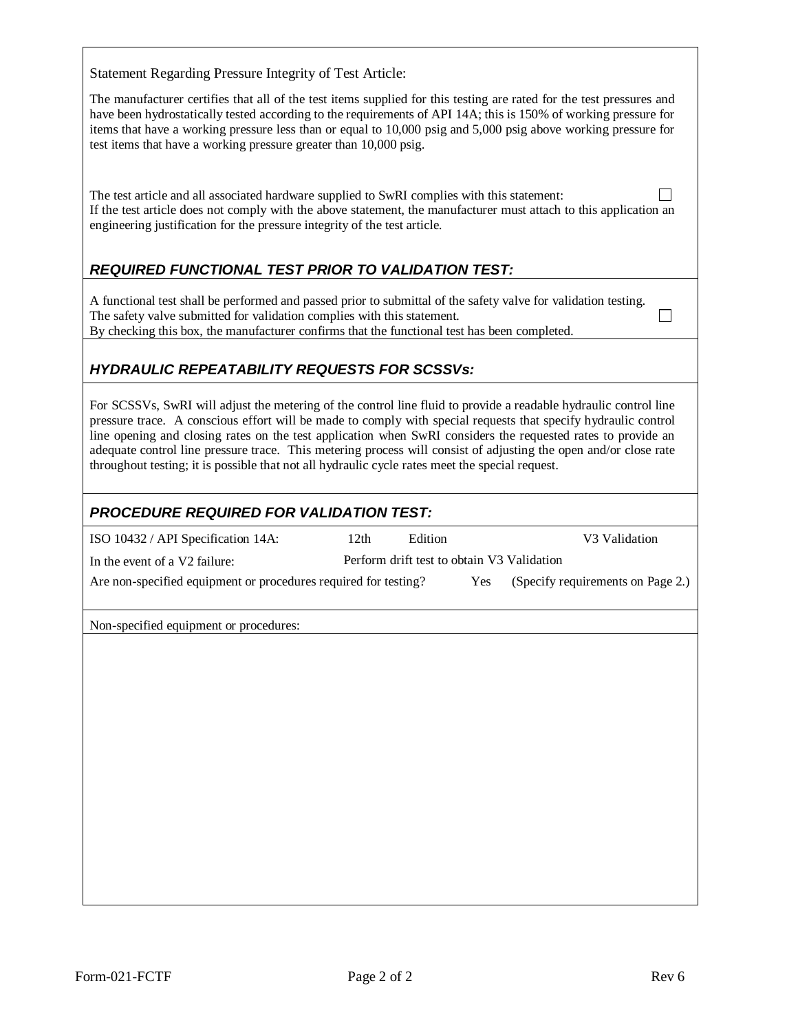Statement Regarding Pressure Integrity of Test Article:

The manufacturer certifies that all of the test items supplied for this testing are rated for the test pressures and have been hydrostatically tested according to the requirements of API 14A; this is 150% of working pressure for items that have a working pressure less than or equal to 10,000 psig and 5,000 psig above working pressure for test items that have a working pressure greater than 10,000 psig.

The test article and all associated hardware supplied to SwRI complies with this statement: ☐
If the test article does not comply with the above statement, the manufacturer must attach to this application an engineering justification for the pressure integrity of the test article.

### *REQUIRED FUNCTIONAL TEST PRIOR TO VALIDATION TEST:*

A functional test shall be performed and passed prior to submittal of the safety valve for validation testing.
The safety valve submitted for validation complies with this statement. ☐
By checking this box, the manufacturer confirms that the functional test has been completed.

### *HYDRAULIC REPEATABILITY REQUESTS FOR SCSSVs:*

For SCSSVs, SwRI will adjust the metering of the control line fluid to provide a readable hydraulic control line pressure trace. A conscious effort will be made to comply with special requests that specify hydraulic control line opening and closing rates on the test application when SwRI considers the requested rates to provide an adequate control line pressure trace. This metering process will consist of adjusting the open and/or close rate throughout testing; it is possible that not all hydraulic cycle rates meet the special request.

### *PROCEDURE REQUIRED FOR VALIDATION TEST:*

| | | | |
|---|---|---|---|
| ISO 10432 / API Specification 14A: | 12th | Edition | V3 Validation |
| In the event of a V2 failure: | Perform drift test to obtain V3 Validation | | |
| Are non-specified equipment or procedures required for testing? | | Yes | (Specify requirements on Page 2.) |

Non-specified equipment or procedures: